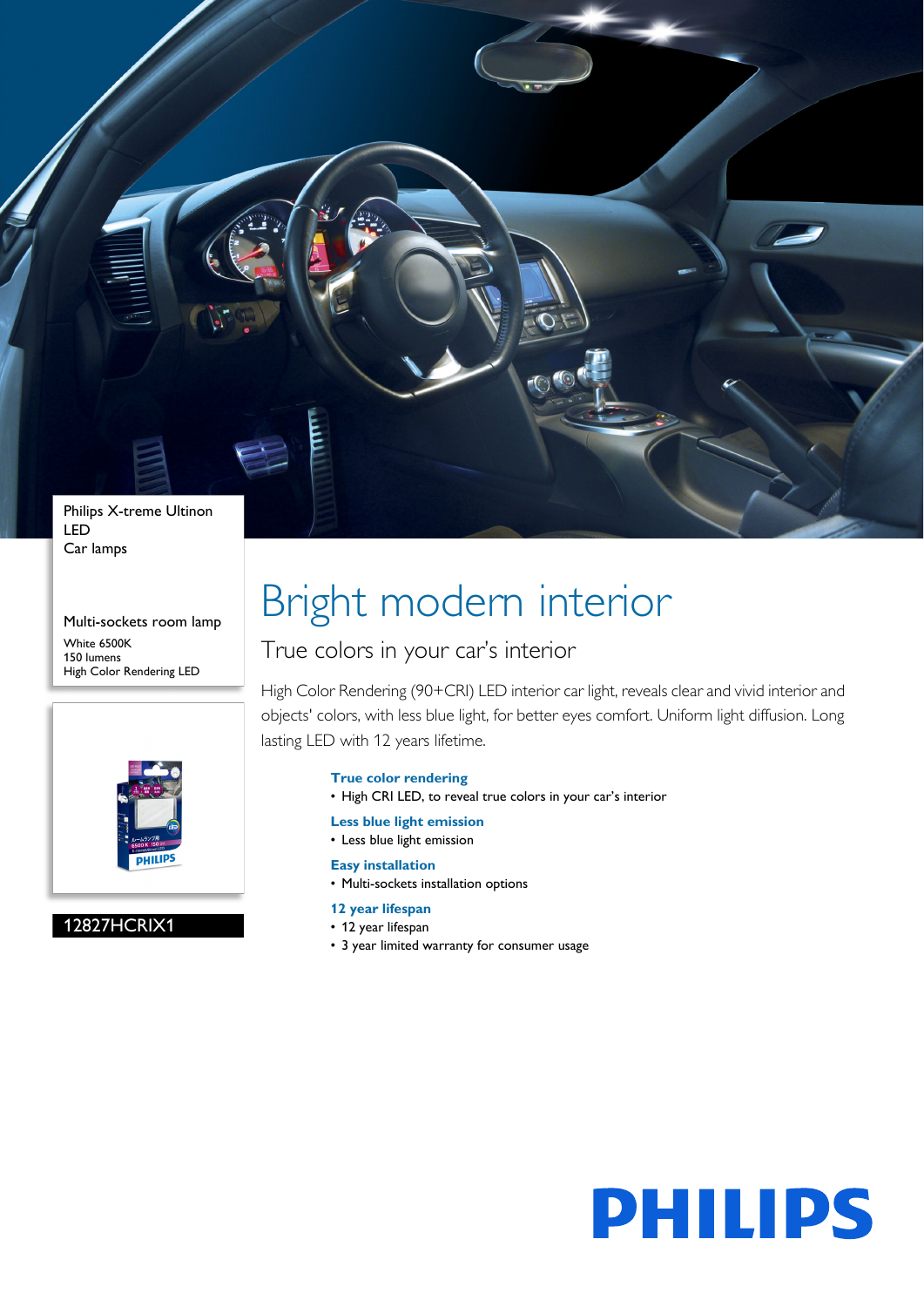Philips X-treme Ultinon LED
Car lamps

Multi-sockets room lamp

White 6500K
150 lumens
High Color Rendering LED

12827HCRIX1

# Bright modern interior

## True colors in your car's interior

High Color Rendering (90+CRI) LED interior car light, reveals clear and vivid interior and objects' colors, with less blue light, for better eyes comfort. Uniform light diffusion. Long lasting LED with 12 years lifetime.

**True color rendering**

- High CRI LED, to reveal true colors in your car's interior

**Less blue light emission**

- Less blue light emission

**Easy installation**

- Multi-sockets installation options

**12 year lifespan**

- 12 year lifespan
- 3 year limited warranty for consumer usage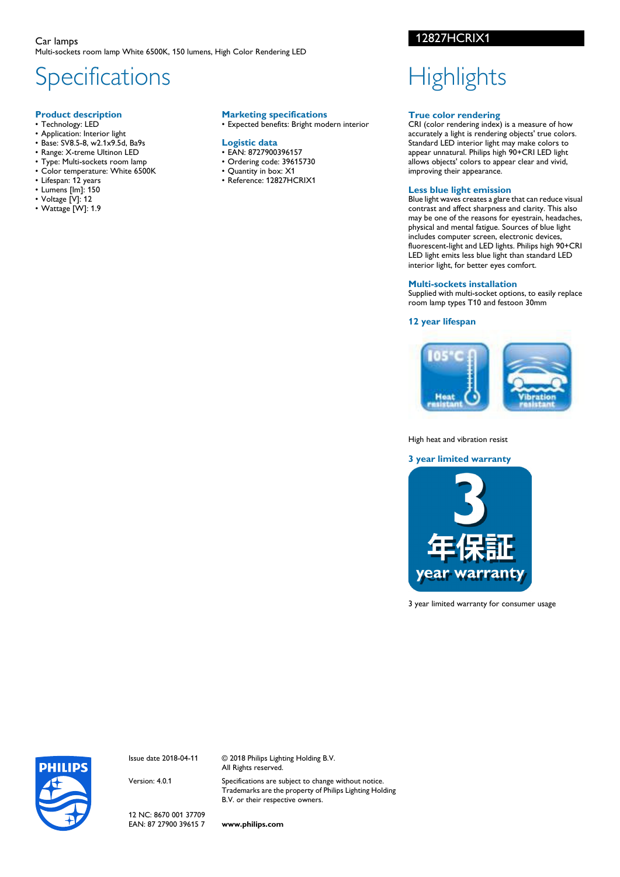Car lamps

Multi-sockets room lamp White 6500K, 150 lumens, High Color Rendering LED

# Specifications

### Product description

- Technology: LED
- Application: Interior light
- Base: SV8.5-8, w2.1x9.5d, Ba9s
- Range: X-treme Ultinon LED
- Type: Multi-sockets room lamp
- Color temperature: White 6500K
- Lifespan: 12 years
- Lumens [lm]: 150
- Voltage [V]: 12
- Wattage [W]: 1.9

### Marketing specifications

- Expected benefits: Bright modern interior

### Logistic data

- EAN: 8727900396157
- Ordering code: 39615730
- Quantity in box: X1
- Reference: 12827HCRIX1

12827HCRIX1

# Highlights

### True color rendering

CRI (color rendering index) is a measure of how accurately a light is rendering objects' true colors. Standard LED interior light may make colors to appear unnatural. Philips high 90+CRI LED light allows objects' colors to appear clear and vivid, improving their appearance.

### Less blue light emission

Blue light waves creates a glare that can reduce visual contrast and affect sharpness and clarity. This also may be one of the reasons for eyestrain, headaches, physical and mental fatigue. Sources of blue light includes computer screen, electronic devices, fluorescent-light and LED lights. Philips high 90+CRI LED light emits less blue light than standard LED interior light, for better eyes comfort.

### Multi-sockets installation

Supplied with multi-socket options, to easily replace room lamp types T10 and festoon 30mm

### 12 year lifespan

105°C Heat resistant

Vibration resistant

High heat and vibration resist

### 3 year limited warranty

3

年保証

year warranty

3 year limited warranty for consumer usage

Issue date 2018-04-11

Version: 4.0.1

12 NC: 8670 001 37709
EAN: 87 27900 39615 7

© 2018 Philips Lighting Holding B.V.
All Rights reserved.

Specifications are subject to change without notice. Trademarks are the property of Philips Lighting Holding B.V. or their respective owners.

**www.philips.com**